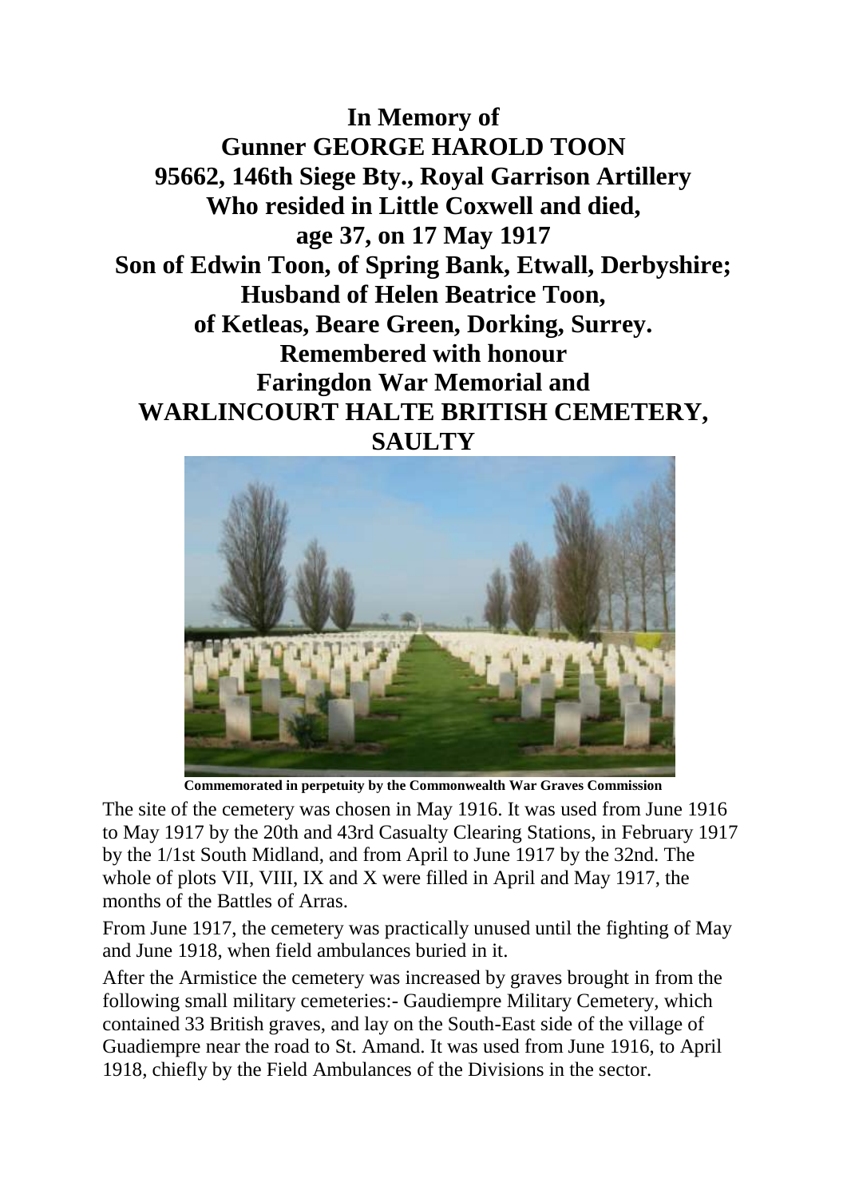# In Memory of
# Gunner GEORGE HAROLD TOON
# 95662, 146th Siege Bty., Royal Garrison Artillery
# Who resided in Little Coxwell and died,
# age 37, on 17 May 1917
# Son of Edwin Toon, of Spring Bank, Etwall, Derbyshire;
# Husband of Helen Beatrice Toon,
# of Ketleas, Beare Green, Dorking, Surrey.
# Remembered with honour
# Faringdon War Memorial and
# WARLINCOURT HALTE BRITISH CEMETERY, SAULTY

**Commemorated in perpetuity by the Commonwealth War Graves Commission**

The site of the cemetery was chosen in May 1916. It was used from June 1916 to May 1917 by the 20th and 43rd Casualty Clearing Stations, in February 1917 by the 1/1st South Midland, and from April to June 1917 by the 32nd. The whole of plots VII, VIII, IX and X were filled in April and May 1917, the months of the Battles of Arras.

From June 1917, the cemetery was practically unused until the fighting of May and June 1918, when field ambulances buried in it.

After the Armistice the cemetery was increased by graves brought in from the following small military cemeteries:- Gaudiempre Military Cemetery, which contained 33 British graves, and lay on the South-East side of the village of Guadiempre near the road to St. Amand. It was used from June 1916, to April 1918, chiefly by the Field Ambulances of the Divisions in the sector.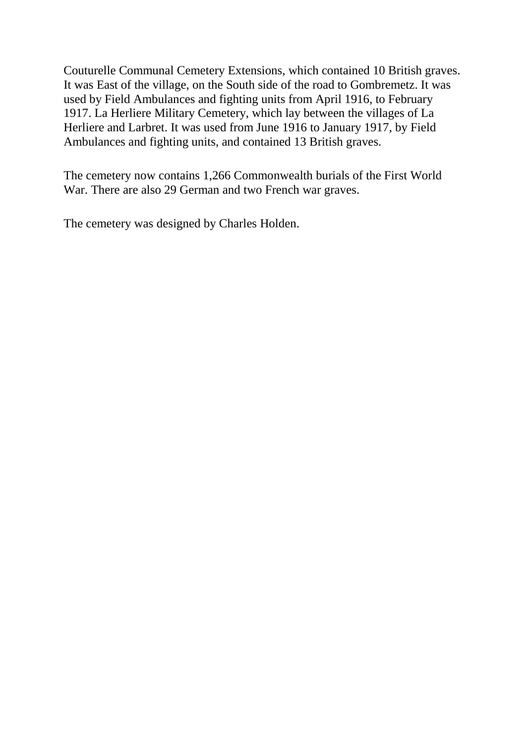Couturelle Communal Cemetery Extensions, which contained 10 British graves. It was East of the village, on the South side of the road to Gombremetz. It was used by Field Ambulances and fighting units from April 1916, to February 1917. La Herliere Military Cemetery, which lay between the villages of La Herliere and Larbret. It was used from June 1916 to January 1917, by Field Ambulances and fighting units, and contained 13 British graves.

The cemetery now contains 1,266 Commonwealth burials of the First World War. There are also 29 German and two French war graves.

The cemetery was designed by Charles Holden.